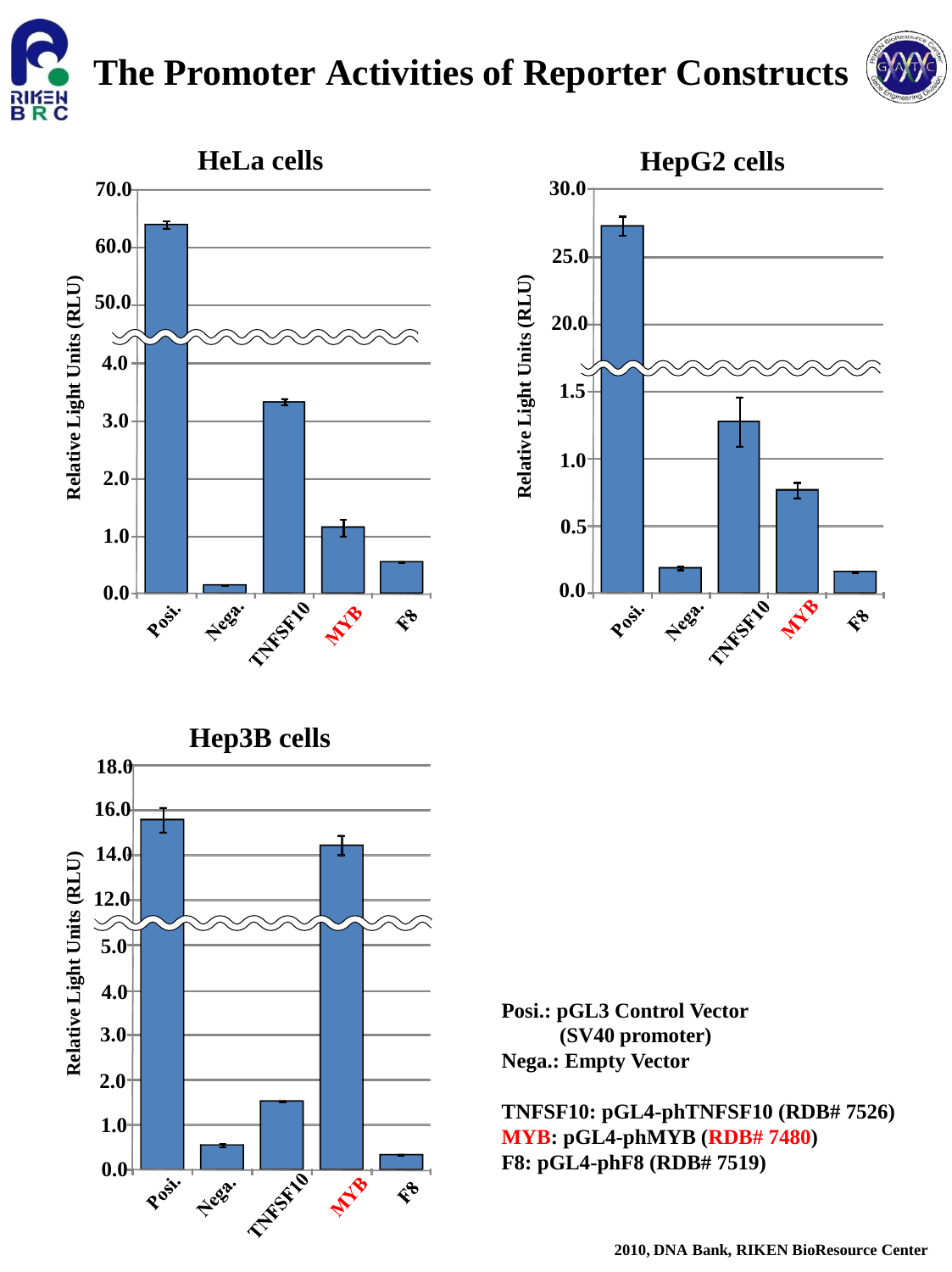# The Promoter Activities of Reporter Constructs

**Posi.: pGL3 Control Vector (SV40 promoter)**
**Nega.: Empty Vector**

**TNFSF10: pGL4-phTNFSF10 (RDB# 7526)**
**MYB: pGL4-phMYB (RDB# 7480)**
**F8: pGL4-phF8 (RDB# 7519)**

2010, DNA Bank, RIKEN BioResource Center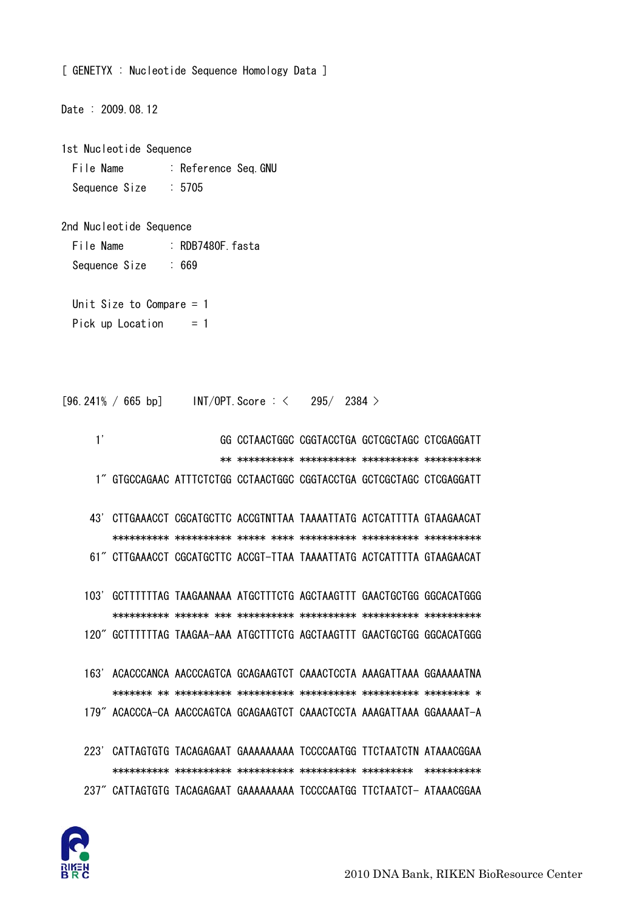[ GENETYX : Nucleotide Sequence Homology Data ]

Date : 2009.08.12

1st Nucleotide Sequence
  File Name      : Reference Seq.GNU
  Sequence Size  : 5705

2nd Nucleotide Sequence
  File Name      : RDB7480F.fasta
  Sequence Size  : 669

  Unit Size to Compare = 1
  Pick up Location     = 1

[96.241% / 665 bp]     INT/OPT.Score : <   295/  2384 >

```
     1'                       GG CCTAACTGGC CGGTACCTGA GCTCGCTAGC CTCGAGGATT
                              ** ********** ********** ********** **********
     1" GTGCCAGAAC ATTTCTCTGG CCTAACTGGC CGGTACCTGA GCTCGCTAGC CTCGAGGATT

    43' CTTGAAACCT CGCATGCTTC ACCGTNTTAA TAAAATTATG ACTCATTTTA GTAAGAACAT
        ********** ********** ***** **** ********** ********** **********
    61" CTTGAAACCT CGCATGCTTC ACCGT-TTAA TAAAATTATG ACTCATTTTA GTAAGAACAT

   103' GCTTTTTTAG TAAGAANAAA ATGCTTTCTG AGCTAAGTTT GAACTGCTGG GGCACATGGG
        ********** ****** *** ********** ********** ********** **********
   120" GCTTTTTTAG TAAGAA-AAA ATGCTTTCTG AGCTAAGTTT GAACTGCTGG GGCACATGGG

   163' ACACCCANCA AACCCAGTCA GCAGAAGTCT CAAACTCCTA AAAGATTAAA GGAAAAATNA
        ******* ** ********** ********** ********** ********** ******** *
   179" ACACCCA-CA AACCCAGTCA GCAGAAGTCT CAAACTCCTA AAAGATTAAA GGAAAAAT-A

   223' CATTAGTGTG TACAGAGAAT GAAAAAAAAA TCCCCAATGG TTCTAATCTN ATAAACGGAA
        ********** ********** ********** ********** *********  **********
   237" CATTAGTGTG TACAGAGAAT GAAAAAAAAA TCCCCAATGG TTCTAATCT- ATAAACGGAA
```

2010 DNA Bank, RIKEN BioResource Center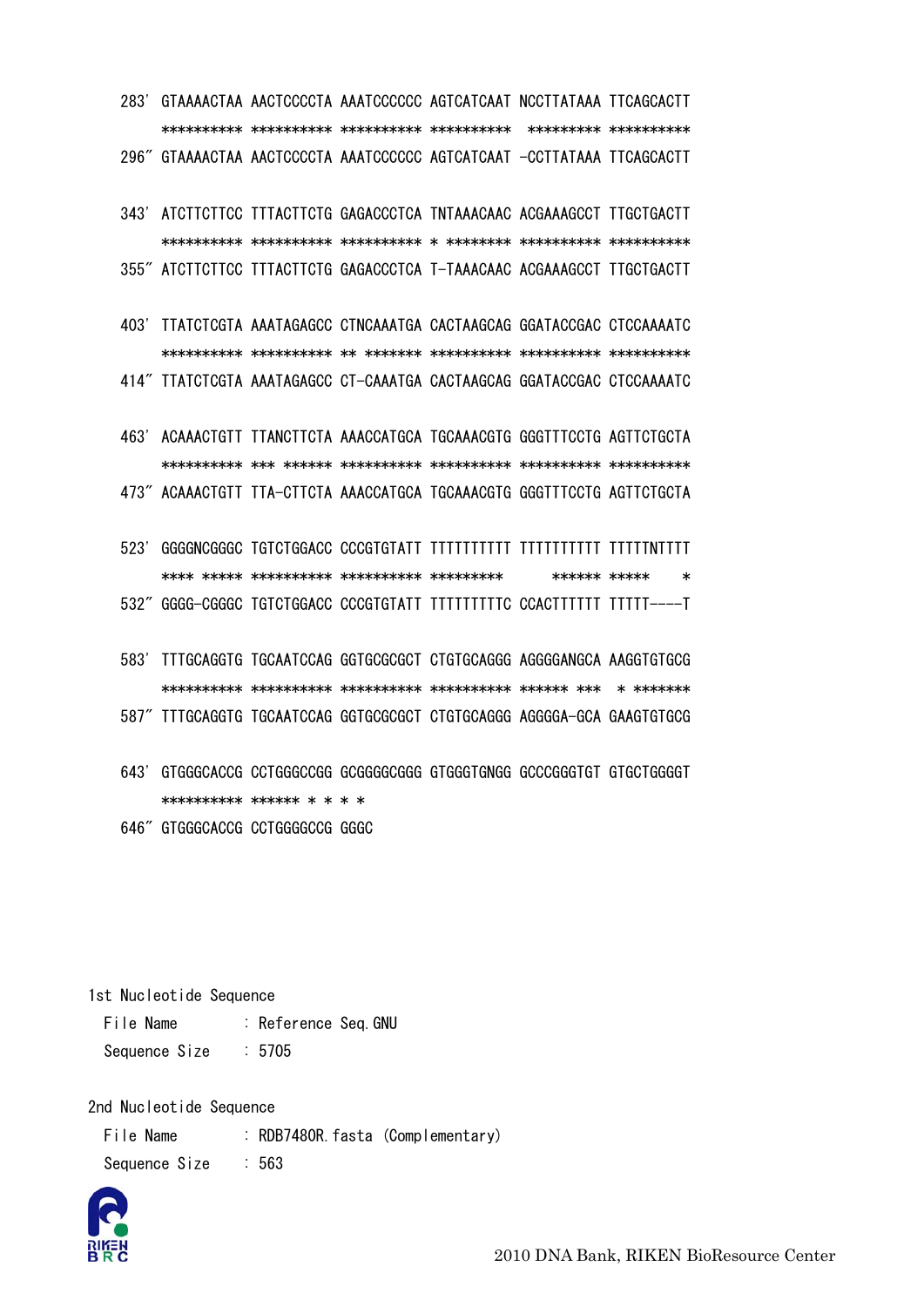```
283' GTAAAACTAA AACTCCCCTA AAATCCCCCC AGTCATCAAT NCCTTATAAA TTCAGCACTT
     ********** ********** ********** **********  ********* **********
296" GTAAAACTAA AACTCCCCTA AAATCCCCCC AGTCATCAAT -CCTTATAAA TTCAGCACTT

343' ATCTTCTTCC TTTACTTCTG GAGACCCTCA TNTAAACAAC ACGAAAGCCT TTGCTGACTT
     ********** ********** ********** * ******** ********** **********
355" ATCTTCTTCC TTTACTTCTG GAGACCCTCA T-TAAACAAC ACGAAAGCCT TTGCTGACTT

403' TTATCTCGTA AAATAGAGCC CTNCAAATGA CACTAAGCAG GGATACCGAC CTCCAAAATC
     ********** ********** ** ******* ********** ********** **********
414" TTATCTCGTA AAATAGAGCC CT-CAAATGA CACTAAGCAG GGATACCGAC CTCCAAAATC

463' ACAAACTGTT TTANCTTCTA AAACCATGCA TGCAAACGTG GGGTTTCCTG AGTTCTGCTA
     ********** *** ****** ********** ********** ********** **********
473" ACAAACTGTT TTA-CTTCTA AAACCATGCA TGCAAACGTG GGGTTTCCTG AGTTCTGCTA

523' GGGGNCGGGC TGTCTGGACC CCCGTGTATT TTTTTTTTTT TTTTTTTTTT TTTTTNTTTT
     **** ***** ********** ********** *********      ****** *****    *
532" GGGG-CGGGC TGTCTGGACC CCCGTGTATT TTTTTTTTTC CCACTTTTTT TTTTT----T

583' TTTGCAGGTG TGCAATCCAG GGTGCGCGCT CTGTGCAGGG AGGGGANGCA AAGGTGTGCG
     ********** ********** ********** ********** ****** ***  * *******
587" TTTGCAGGTG TGCAATCCAG GGTGCGCGCT CTGTGCAGGG AGGGGA-GCA GAAGTGTGCG

643' GTGGGCACCG CCTGGGCCGG GCGGGGCGGG GTGGGTGNGG GCCCGGGTGT GTGCTGGGGT
     ********** ****** * * * *
646" GTGGGCACCG CCTGGGGCCG GGGC
```

1st Nucleotide Sequence

File Name : Reference Seq.GNU

Sequence Size : 5705

2nd Nucleotide Sequence

File Name : RDB7480R.fasta (Complementary)

Sequence Size : 563

2010 DNA Bank, RIKEN BioResource Center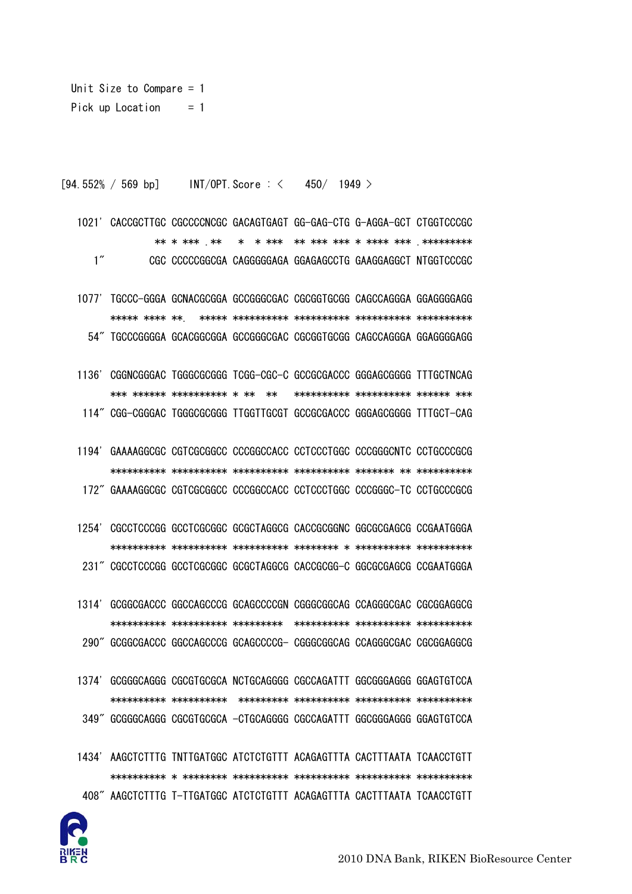Unit Size to Compare = 1
Pick up Location     = 1

[94.552% / 569 bp]     INT/OPT.Score : <   450/  1949 >

```
1021' CACCGCTTGC CGCCCCNCGC GACAGTGAGT GG-GAG-CTG G-AGGA-GCT CTGGTCCCGC
                ** * *** .**    *  * ***  ** *** *** * **** *** .*********
   1"           CGC CCCCCGGCGA CAGGGGGAGA GGAGAGCCTG GAAGGAGGCT NTGGTCCCGC

1077' TGCCC-GGGA GCNACGCGGA GCCGGGCGAC CGCGGTGCGG CAGCCAGGGA GGAGGGGAGG
      ***** **** **.  ***** ********** ********** ********** **********
  54" TGCCCGGGGA GCACGGCGGA GCCGGGCGAC CGCGGTGCGG CAGCCAGGGA GGAGGGGAGG

1136' CGGNCGGGAC TGGGCGCGGG TCGG-CGC-C GCCGCGACCC GGGAGCGGGG TTTGCTNCAG
      *** ****** ********** * **  **   ********** ********** ****** ***
 114" CGG-CGGGAC TGGGCGCGGG TTGGTTGCGT GCCGCGACCC GGGAGCGGGG TTTGCT-CAG

1194' GAAAAGGCGC CGTCGCGGCC CCCGGCCACC CCTCCCTGGC CCCGGGCNTC CCTGCCCGCG
      ********** ********** ********** ********** ******* ** **********
 172" GAAAAGGCGC CGTCGCGGCC CCCGGCCACC CCTCCCTGGC CCCGGGC-TC CCTGCCCGCG

1254' CGCCTCCCGG GCCTCGCGGC GCGCTAGGCG CACCGCGGNC GGCGCGAGCG CCGAATGGGA
      ********** ********** ********** ******** * ********** **********
 231" CGCCTCCCGG GCCTCGCGGC GCGCTAGGCG CACCGCGG-C GGCGCGAGCG CCGAATGGGA

1314' GCGGCGACCC GGCCAGCCCG GCAGCCCCGN CGGGCGGCAG CCAGGGCGAC CGCGGAGGCG
      ********** ********** *********  ********** ********** **********
 290" GCGGCGACCC GGCCAGCCCG GCAGCCCCG- CGGGCGGCAG CCAGGGCGAC CGCGGAGGCG

1374' GCGGGCAGGG CGCGTGCGCA NCTGCAGGGG CGCCAGATTT GGCGGGAGGG GGAGTGTCCA
      ********** **********  ********* ********** ********** **********
 349" GCGGGCAGGG CGCGTGCGCA -CTGCAGGGG CGCCAGATTT GGCGGGAGGG GGAGTGTCCA

1434' AAGCTCTTTG TNTTGATGGC ATCTCTGTTT ACAGAGTTTA CACTTTAATA TCAACCTGTT
      ********** * ******** ********** ********** ********** **********
 408" AAGCTCTTTG T-TTGATGGC ATCTCTGTTT ACAGAGTTTA CACTTTAATA TCAACCTGTT
```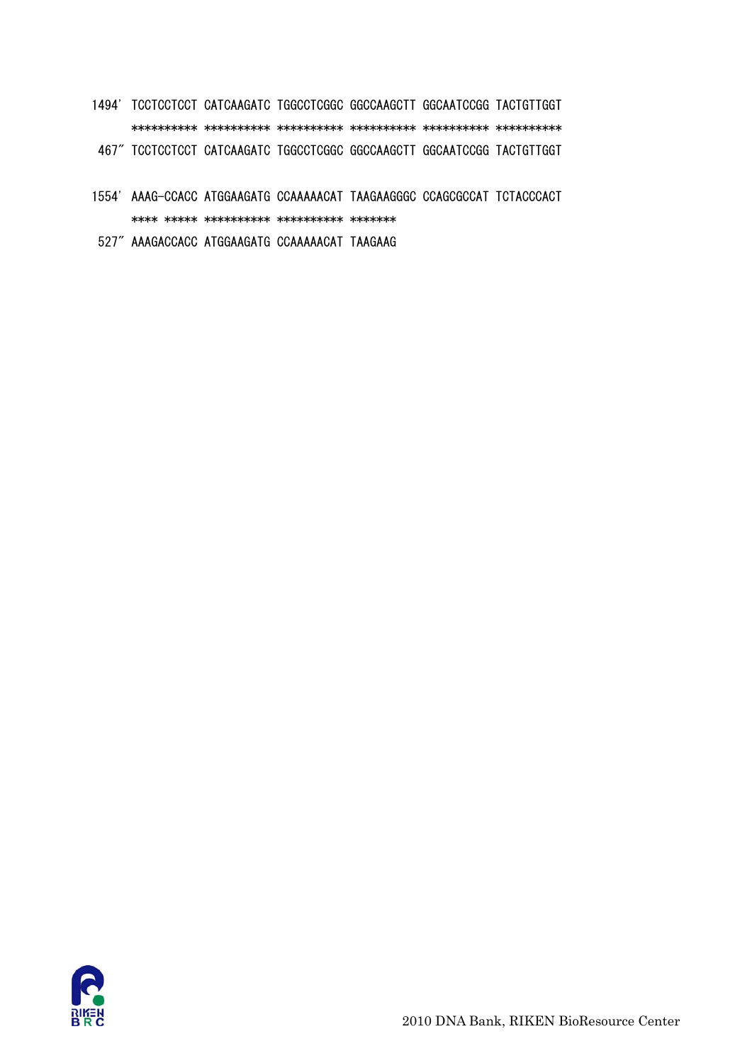```
1494' TCCTCCTCCT CATCAAGATC TGGCCTCGGC GGCCAAGCTT GGCAATCCGG TACTGTTGGT
      ********** ********** ********** ********** ********** **********
 467" TCCTCCTCCT CATCAAGATC TGGCCTCGGC GGCCAAGCTT GGCAATCCGG TACTGTTGGT

1554' AAAG-CCACC ATGGAAGATG CCAAAAACAT TAAGAAGGGC CCAGCGCCAT TCTACCCACT
      **** ***** ********** ********** *******
 527" AAAGACCACC ATGGAAGATG CCAAAAACAT TAAGAAG
```

2010 DNA Bank, RIKEN BioResource Center